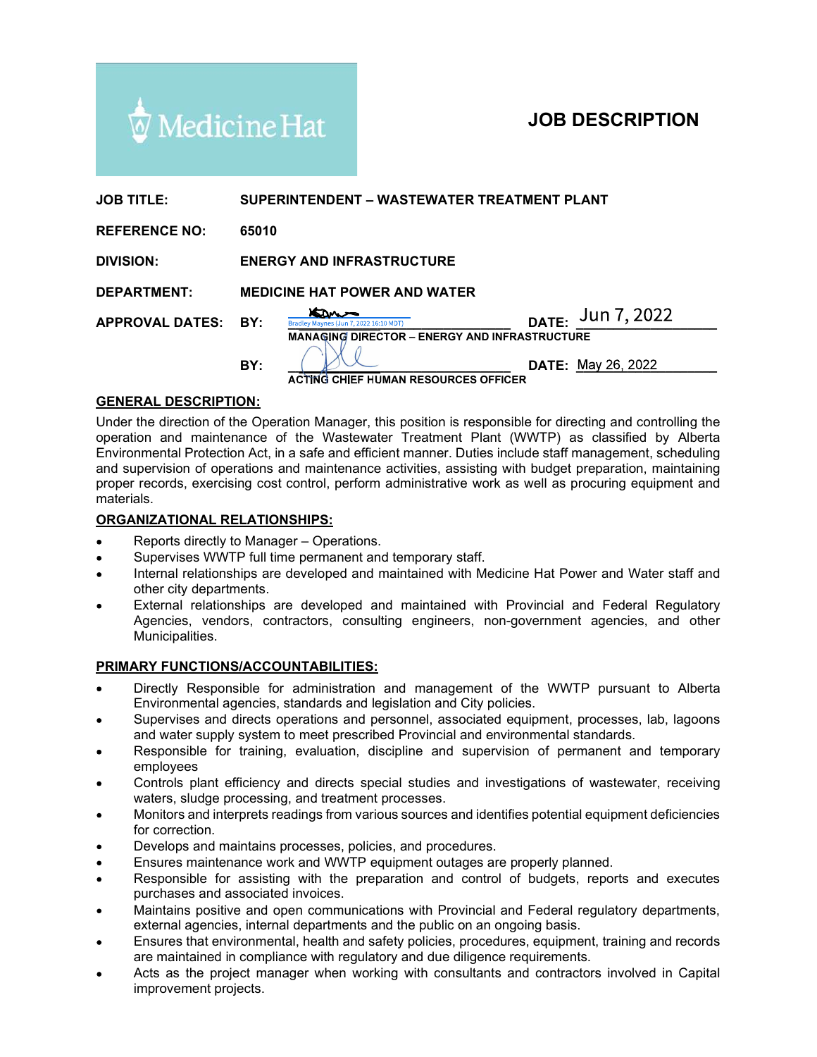Medicine Hat

# JOB DESCRIPTION

**JOB TITLE:** SUPERINTENDENT – WASTEWATER TREATMENT PLANT

**REFERENCE NO:** 65010

**DIVISION:** ENERGY AND INFRASTRUCTURE

**DEPARTMENT:** MEDICINE HAT POWER AND WATER

**APPROVAL DATES:**

**BY:** Bradley Maynes (Jun 7, 2022 16:10 MDT) **DATE:** Jun 7, 2022
MANAGING DIRECTOR – ENERGY AND INFRASTRUCTURE

**BY:** ____________ **DATE:** May 26, 2022
ACTING CHIEF HUMAN RESOURCES OFFICER

## GENERAL DESCRIPTION:

Under the direction of the Operation Manager, this position is responsible for directing and controlling the operation and maintenance of the Wastewater Treatment Plant (WWTP) as classified by Alberta Environmental Protection Act, in a safe and efficient manner. Duties include staff management, scheduling and supervision of operations and maintenance activities, assisting with budget preparation, maintaining proper records, exercising cost control, perform administrative work as well as procuring equipment and materials.

## ORGANIZATIONAL RELATIONSHIPS:

- Reports directly to Manager – Operations.
- Supervises WWTP full time permanent and temporary staff.
- Internal relationships are developed and maintained with Medicine Hat Power and Water staff and other city departments.
- External relationships are developed and maintained with Provincial and Federal Regulatory Agencies, vendors, contractors, consulting engineers, non-government agencies, and other Municipalities.

## PRIMARY FUNCTIONS/ACCOUNTABILITIES:

- Directly Responsible for administration and management of the WWTP pursuant to Alberta Environmental agencies, standards and legislation and City policies.
- Supervises and directs operations and personnel, associated equipment, processes, lab, lagoons and water supply system to meet prescribed Provincial and environmental standards.
- Responsible for training, evaluation, discipline and supervision of permanent and temporary employees
- Controls plant efficiency and directs special studies and investigations of wastewater, receiving waters, sludge processing, and treatment processes.
- Monitors and interprets readings from various sources and identifies potential equipment deficiencies for correction.
- Develops and maintains processes, policies, and procedures.
- Ensures maintenance work and WWTP equipment outages are properly planned.
- Responsible for assisting with the preparation and control of budgets, reports and executes purchases and associated invoices.
- Maintains positive and open communications with Provincial and Federal regulatory departments, external agencies, internal departments and the public on an ongoing basis.
- Ensures that environmental, health and safety policies, procedures, equipment, training and records are maintained in compliance with regulatory and due diligence requirements.
- Acts as the project manager when working with consultants and contractors involved in Capital improvement projects.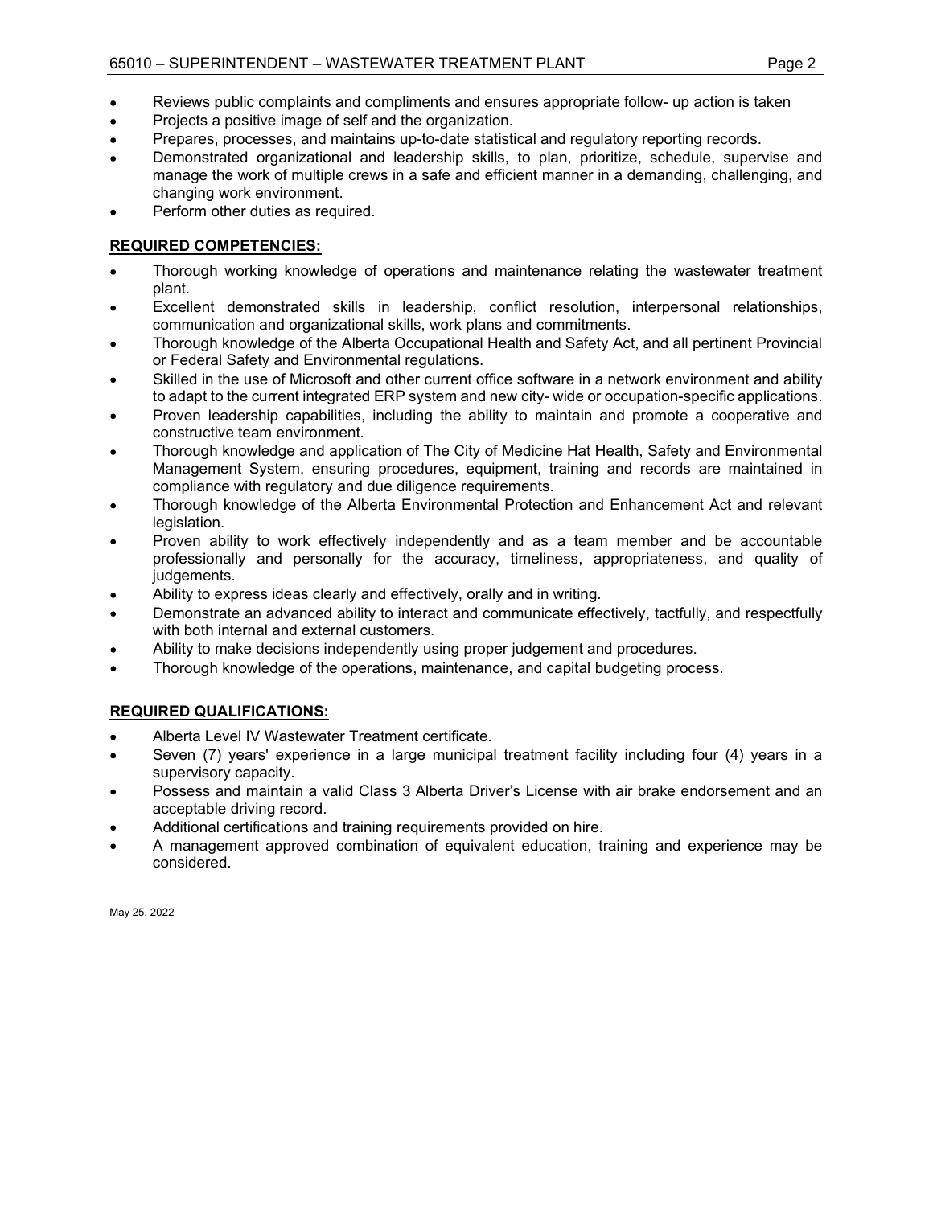- Reviews public complaints and compliments and ensures appropriate follow- up action is taken
- Projects a positive image of self and the organization.
- Prepares, processes, and maintains up-to-date statistical and regulatory reporting records.
- Demonstrated organizational and leadership skills, to plan, prioritize, schedule, supervise and manage the work of multiple crews in a safe and efficient manner in a demanding, challenging, and changing work environment.
- Perform other duties as required.

**REQUIRED COMPETENCIES:**

- Thorough working knowledge of operations and maintenance relating the wastewater treatment plant.
- Excellent demonstrated skills in leadership, conflict resolution, interpersonal relationships, communication and organizational skills, work plans and commitments.
- Thorough knowledge of the Alberta Occupational Health and Safety Act, and all pertinent Provincial or Federal Safety and Environmental regulations.
- Skilled in the use of Microsoft and other current office software in a network environment and ability to adapt to the current integrated ERP system and new city- wide or occupation-specific applications.
- Proven leadership capabilities, including the ability to maintain and promote a cooperative and constructive team environment.
- Thorough knowledge and application of The City of Medicine Hat Health, Safety and Environmental Management System, ensuring procedures, equipment, training and records are maintained in compliance with regulatory and due diligence requirements.
- Thorough knowledge of the Alberta Environmental Protection and Enhancement Act and relevant legislation.
- Proven ability to work effectively independently and as a team member and be accountable professionally and personally for the accuracy, timeliness, appropriateness, and quality of judgements.
- Ability to express ideas clearly and effectively, orally and in writing.
- Demonstrate an advanced ability to interact and communicate effectively, tactfully, and respectfully with both internal and external customers.
- Ability to make decisions independently using proper judgement and procedures.
- Thorough knowledge of the operations, maintenance, and capital budgeting process.

**REQUIRED QUALIFICATIONS:**

- Alberta Level IV Wastewater Treatment certificate.
- Seven (7) years' experience in a large municipal treatment facility including four (4) years in a supervisory capacity.
- Possess and maintain a valid Class 3 Alberta Driver's License with air brake endorsement and an acceptable driving record.
- Additional certifications and training requirements provided on hire.
- A management approved combination of equivalent education, training and experience may be considered.

May 25, 2022